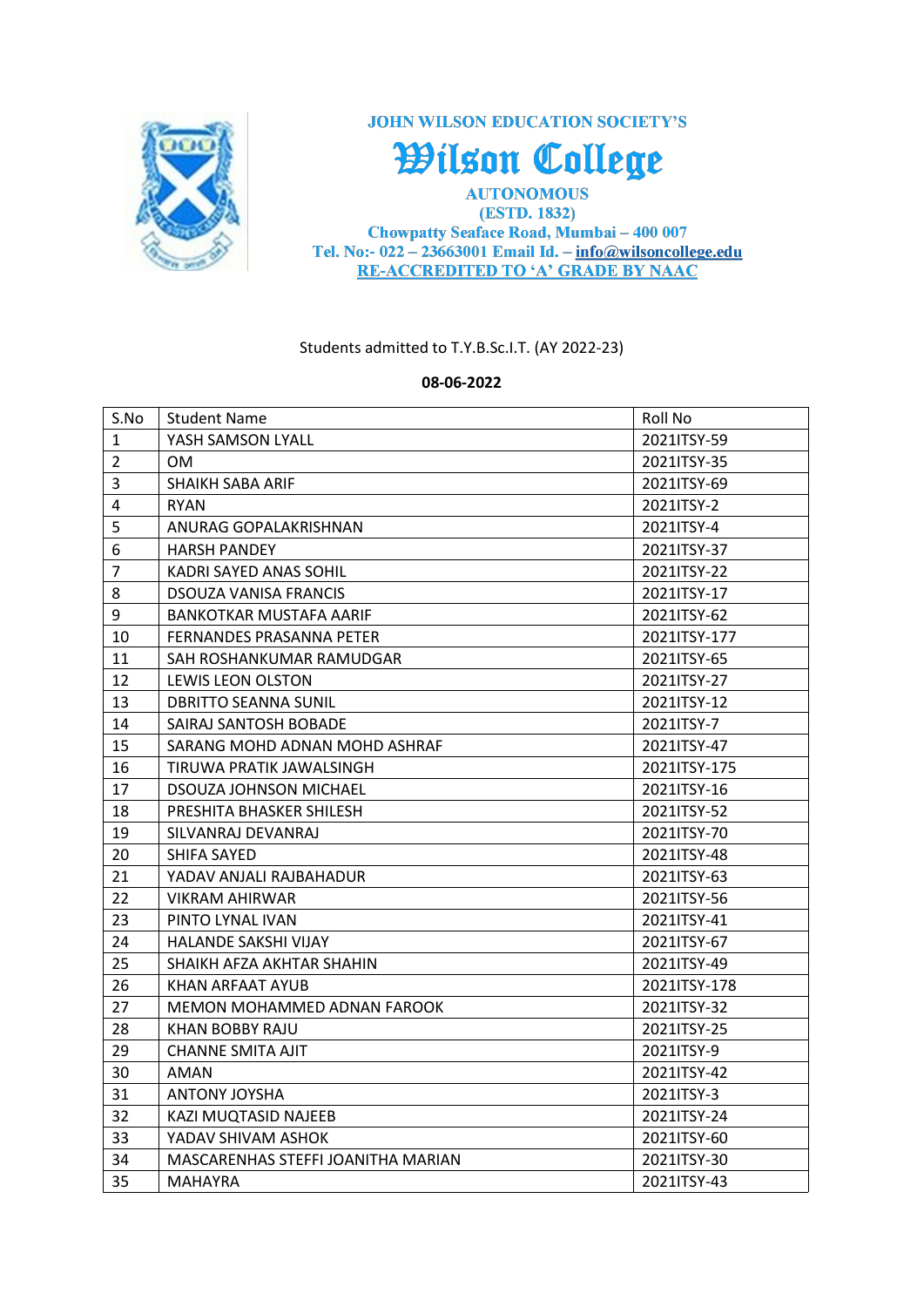JOHN WILSON EDUCATION SOCIETY'S

# Wilson College

AUTONOMOUS

(ESTD. 1832)

Chowpatty Seaface Road, Mumbai – 400 007

Tel. No:- 022 – 23663001 Email Id. – info@wilsoncollege.edu

RE-ACCREDITED TO 'A' GRADE BY NAAC

Students admitted to T.Y.B.Sc.I.T. (AY 2022-23)

**08-06-2022**

| S.No | Student Name | Roll No |
|---|---|---|
| 1 | YASH SAMSON LYALL | 2021ITSY-59 |
| 2 | OM | 2021ITSY-35 |
| 3 | SHAIKH SABA ARIF | 2021ITSY-69 |
| 4 | RYAN | 2021ITSY-2 |
| 5 | ANURAG GOPALAKRISHNAN | 2021ITSY-4 |
| 6 | HARSH PANDEY | 2021ITSY-37 |
| 7 | KADRI SAYED ANAS SOHIL | 2021ITSY-22 |
| 8 | DSOUZA VANISA FRANCIS | 2021ITSY-17 |
| 9 | BANKOTKAR MUSTAFA AARIF | 2021ITSY-62 |
| 10 | FERNANDES PRASANNA PETER | 2021ITSY-177 |
| 11 | SAH ROSHANKUMAR RAMUDGAR | 2021ITSY-65 |
| 12 | LEWIS LEON OLSTON | 2021ITSY-27 |
| 13 | DBRITTO SEANNA SUNIL | 2021ITSY-12 |
| 14 | SAIRAJ SANTOSH BOBADE | 2021ITSY-7 |
| 15 | SARANG MOHD ADNAN MOHD ASHRAF | 2021ITSY-47 |
| 16 | TIRUWA PRATIK JAWALSINGH | 2021ITSY-175 |
| 17 | DSOUZA JOHNSON MICHAEL | 2021ITSY-16 |
| 18 | PRESHITA BHASKER SHILESH | 2021ITSY-52 |
| 19 | SILVANRAJ DEVANRAJ | 2021ITSY-70 |
| 20 | SHIFA SAYED | 2021ITSY-48 |
| 21 | YADAV ANJALI RAJBAHADUR | 2021ITSY-63 |
| 22 | VIKRAM AHIRWAR | 2021ITSY-56 |
| 23 | PINTO LYNAL IVAN | 2021ITSY-41 |
| 24 | HALANDE SAKSHI VIJAY | 2021ITSY-67 |
| 25 | SHAIKH AFZA AKHTAR SHAHIN | 2021ITSY-49 |
| 26 | KHAN ARFAAT AYUB | 2021ITSY-178 |
| 27 | MEMON MOHAMMED ADNAN FAROOK | 2021ITSY-32 |
| 28 | KHAN BOBBY RAJU | 2021ITSY-25 |
| 29 | CHANNE SMITA AJIT | 2021ITSY-9 |
| 30 | AMAN | 2021ITSY-42 |
| 31 | ANTONY JOYSHA | 2021ITSY-3 |
| 32 | KAZI MUQTASID NAJEEB | 2021ITSY-24 |
| 33 | YADAV SHIVAM ASHOK | 2021ITSY-60 |
| 34 | MASCARENHAS STEFFI JOANITHA MARIAN | 2021ITSY-30 |
| 35 | MAHAYRA | 2021ITSY-43 |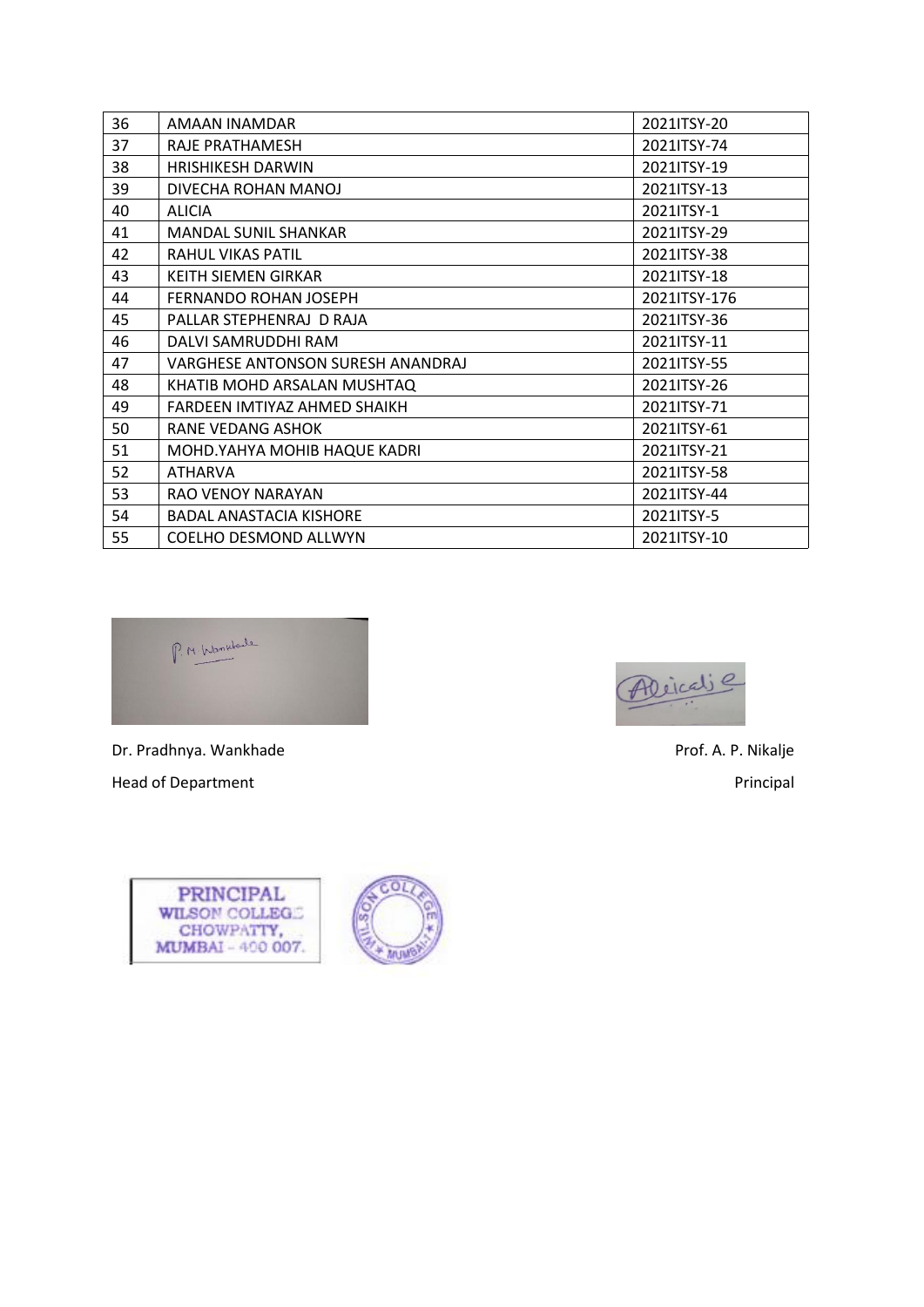| | | |
|---|---|---|
| 36 | AMAAN INAMDAR | 2021ITSY-20 |
| 37 | RAJE PRATHAMESH | 2021ITSY-74 |
| 38 | HRISHIKESH DARWIN | 2021ITSY-19 |
| 39 | DIVECHA ROHAN MANOJ | 2021ITSY-13 |
| 40 | ALICIA | 2021ITSY-1 |
| 41 | MANDAL SUNIL SHANKAR | 2021ITSY-29 |
| 42 | RAHUL VIKAS PATIL | 2021ITSY-38 |
| 43 | KEITH SIEMEN GIRKAR | 2021ITSY-18 |
| 44 | FERNANDO ROHAN JOSEPH | 2021ITSY-176 |
| 45 | PALLAR STEPHENRAJ D RAJA | 2021ITSY-36 |
| 46 | DALVI SAMRUDDHI RAM | 2021ITSY-11 |
| 47 | VARGHESE ANTONSON SURESH ANANDRAJ | 2021ITSY-55 |
| 48 | KHATIB MOHD ARSALAN MUSHTAQ | 2021ITSY-26 |
| 49 | FARDEEN IMTIYAZ AHMED SHAIKH | 2021ITSY-71 |
| 50 | RANE VEDANG ASHOK | 2021ITSY-61 |
| 51 | MOHD.YAHYA MOHIB HAQUE KADRI | 2021ITSY-21 |
| 52 | ATHARVA | 2021ITSY-58 |
| 53 | RAO VENOY NARAYAN | 2021ITSY-44 |
| 54 | BADAL ANASTACIA KISHORE | 2021ITSY-5 |
| 55 | COELHO DESMOND ALLWYN | 2021ITSY-10 |

Dr. Pradhnya. Wankhade

Head of Department

Prof. A. P. Nikalje

Principal

PRINCIPAL
WILSON COLLEGE
CHOWPATTY,
MUMBAI - 400 007.